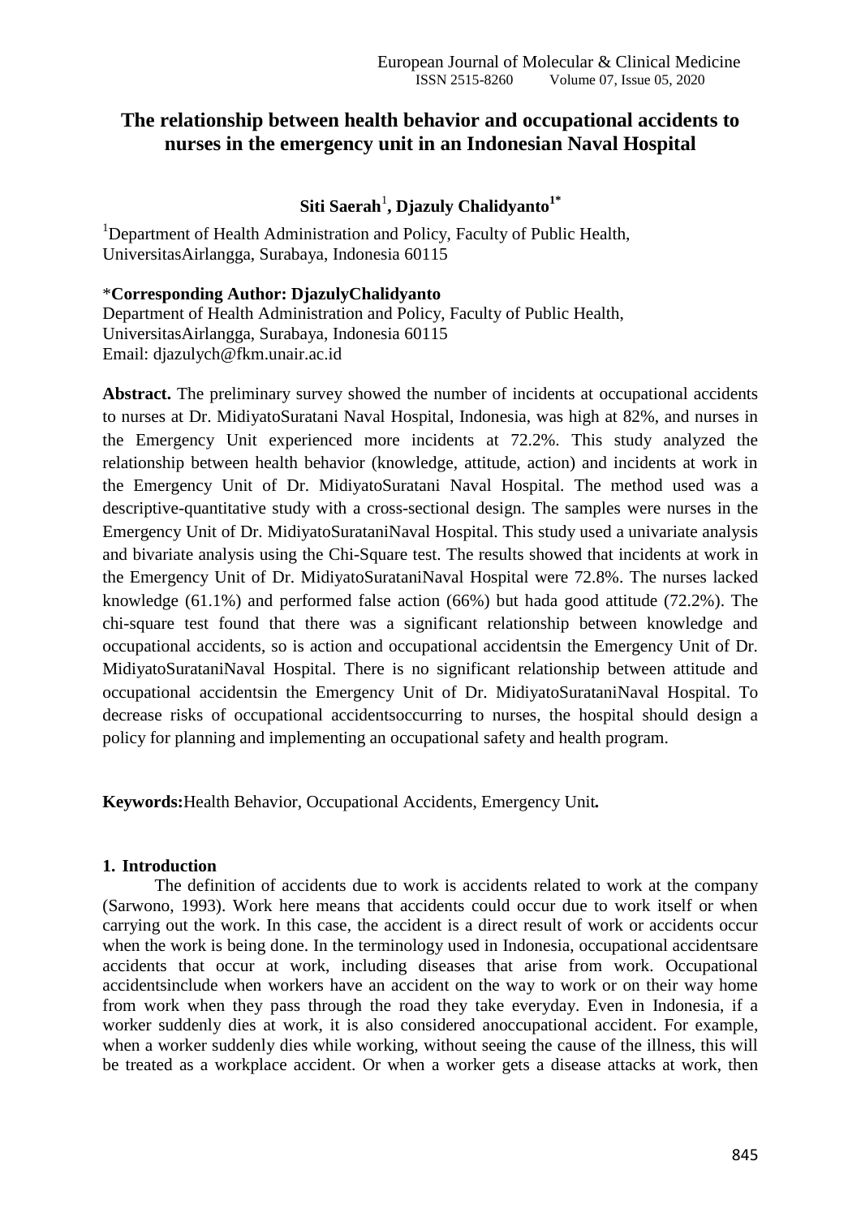# The relationship between health behavior and occupational accidents to nurses in the emergency unit in an Indonesian Naval Hospital

**Siti Saerah**[1], **Djazuly Chalidyanto**[1*]

[1]Department of Health Administration and Policy, Faculty of Public Health, UniversitasAirlangga, Surabaya, Indonesia 60115

\***Corresponding Author: DjazulyChalidyanto**
Department of Health Administration and Policy, Faculty of Public Health, UniversitasAirlangga, Surabaya, Indonesia 60115
Email: djazulych@fkm.unair.ac.id

**Abstract.** The preliminary survey showed the number of incidents at occupational accidents to nurses at Dr. MidiyatoSuratani Naval Hospital, Indonesia, was high at 82%, and nurses in the Emergency Unit experienced more incidents at 72.2%. This study analyzed the relationship between health behavior (knowledge, attitude, action) and incidents at work in the Emergency Unit of Dr. MidiyatoSuratani Naval Hospital. The method used was a descriptive-quantitative study with a cross-sectional design. The samples were nurses in the Emergency Unit of Dr. MidiyatoSurataniNaval Hospital. This study used a univariate analysis and bivariate analysis using the Chi-Square test. The results showed that incidents at work in the Emergency Unit of Dr. MidiyatoSurataniNaval Hospital were 72.8%. The nurses lacked knowledge (61.1%) and performed false action (66%) but hada good attitude (72.2%). The chi-square test found that there was a significant relationship between knowledge and occupational accidents, so is action and occupational accidentsin the Emergency Unit of Dr. MidiyatoSurataniNaval Hospital. There is no significant relationship between attitude and occupational accidentsin the Emergency Unit of Dr. MidiyatoSurataniNaval Hospital. To decrease risks of occupational accidentsoccurring to nurses, the hospital should design a policy for planning and implementing an occupational safety and health program.

**Keywords:**Health Behavior, Occupational Accidents, Emergency Unit**.**

## 1. Introduction

The definition of accidents due to work is accidents related to work at the company (Sarwono, 1993). Work here means that accidents could occur due to work itself or when carrying out the work. In this case, the accident is a direct result of work or accidents occur when the work is being done. In the terminology used in Indonesia, occupational accidentsare accidents that occur at work, including diseases that arise from work. Occupational accidentsinclude when workers have an accident on the way to work or on their way home from work when they pass through the road they take everyday. Even in Indonesia, if a worker suddenly dies at work, it is also considered anoccupational accident. For example, when a worker suddenly dies while working, without seeing the cause of the illness, this will be treated as a workplace accident. Or when a worker gets a disease attacks at work, then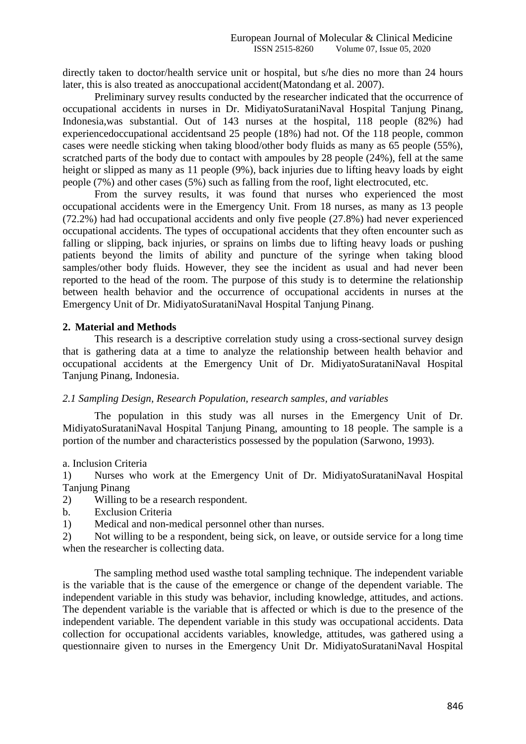directly taken to doctor/health service unit or hospital, but s/he dies no more than 24 hours later, this is also treated as anoccupational accident(Matondang et al. 2007).

Preliminary survey results conducted by the researcher indicated that the occurrence of occupational accidents in nurses in Dr. MidiyatoSurataniNaval Hospital Tanjung Pinang, Indonesia,was substantial. Out of 143 nurses at the hospital, 118 people (82%) had experiencedoccupational accidentsand 25 people (18%) had not. Of the 118 people, common cases were needle sticking when taking blood/other body fluids as many as 65 people (55%), scratched parts of the body due to contact with ampoules by 28 people (24%), fell at the same height or slipped as many as 11 people (9%), back injuries due to lifting heavy loads by eight people (7%) and other cases (5%) such as falling from the roof, light electrocuted, etc.

From the survey results, it was found that nurses who experienced the most occupational accidents were in the Emergency Unit. From 18 nurses, as many as 13 people (72.2%) had had occupational accidents and only five people (27.8%) had never experienced occupational accidents. The types of occupational accidents that they often encounter such as falling or slipping, back injuries, or sprains on limbs due to lifting heavy loads or pushing patients beyond the limits of ability and puncture of the syringe when taking blood samples/other body fluids. However, they see the incident as usual and had never been reported to the head of the room. The purpose of this study is to determine the relationship between health behavior and the occurrence of occupational accidents in nurses at the Emergency Unit of Dr. MidiyatoSurataniNaval Hospital Tanjung Pinang.

## 2. Material and Methods

This research is a descriptive correlation study using a cross-sectional survey design that is gathering data at a time to analyze the relationship between health behavior and occupational accidents at the Emergency Unit of Dr. MidiyatoSurataniNaval Hospital Tanjung Pinang, Indonesia.

### *2.1 Sampling Design, Research Population, research samples, and variables*

The population in this study was all nurses in the Emergency Unit of Dr. MidiyatoSurataniNaval Hospital Tanjung Pinang, amounting to 18 people. The sample is a portion of the number and characteristics possessed by the population (Sarwono, 1993).

a. Inclusion Criteria

1) Nurses who work at the Emergency Unit of Dr. MidiyatoSurataniNaval Hospital Tanjung Pinang
2) Willing to be a research respondent.

b. Exclusion Criteria

1) Medical and non-medical personnel other than nurses.
2) Not willing to be a respondent, being sick, on leave, or outside service for a long time when the researcher is collecting data.

The sampling method used wasthe total sampling technique. The independent variable is the variable that is the cause of the emergence or change of the dependent variable. The independent variable in this study was behavior, including knowledge, attitudes, and actions. The dependent variable is the variable that is affected or which is due to the presence of the independent variable. The dependent variable in this study was occupational accidents. Data collection for occupational accidents variables, knowledge, attitudes, was gathered using a questionnaire given to nurses in the Emergency Unit Dr. MidiyatoSurataniNaval Hospital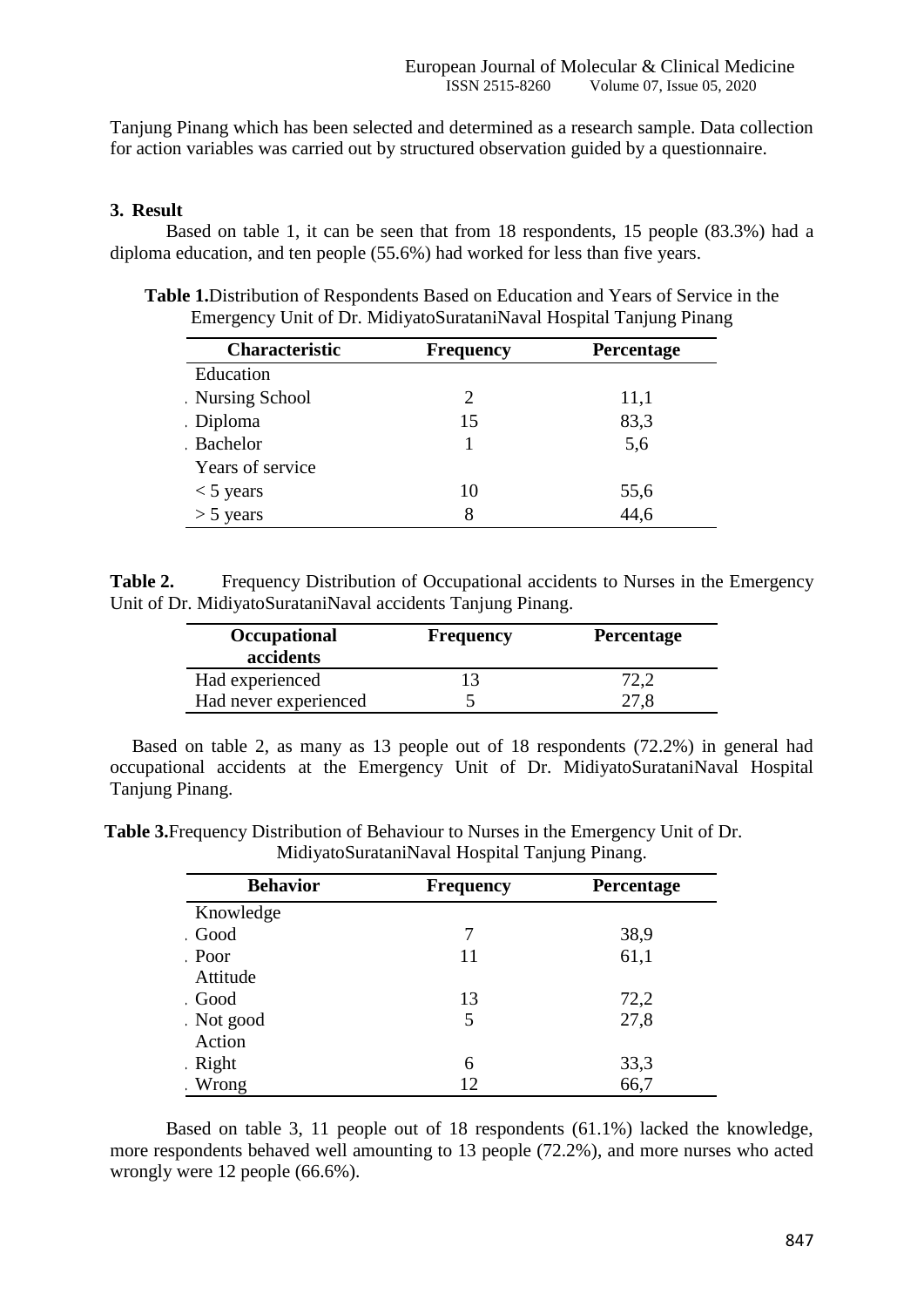Tanjung Pinang which has been selected and determined as a research sample. Data collection for action variables was carried out by structured observation guided by a questionnaire.

## 3. Result

Based on table 1, it can be seen that from 18 respondents, 15 people (83.3%) had a diploma education, and ten people (55.6%) had worked for less than five years.

**Table 1.**Distribution of Respondents Based on Education and Years of Service in the Emergency Unit of Dr. MidiyatoSurataniNaval Hospital Tanjung Pinang

| Characteristic | Frequency | Percentage |
|---|---|---|
| Education | | |
| . Nursing School | 2 | 11,1 |
| . Diploma | 15 | 83,3 |
| . Bachelor | 1 | 5,6 |
| Years of service | | |
| < 5 years | 10 | 55,6 |
| > 5 years | 8 | 44,6 |

**Table 2.** Frequency Distribution of Occupational accidents to Nurses in the Emergency Unit of Dr. MidiyatoSurataniNaval accidents Tanjung Pinang.

| Occupational accidents | Frequency | Percentage |
|---|---|---|
| Had experienced | 13 | 72,2 |
| Had never experienced | 5 | 27,8 |

Based on table 2, as many as 13 people out of 18 respondents (72.2%) in general had occupational accidents at the Emergency Unit of Dr. MidiyatoSurataniNaval Hospital Tanjung Pinang.

**Table 3.**Frequency Distribution of Behaviour to Nurses in the Emergency Unit of Dr. MidiyatoSurataniNaval Hospital Tanjung Pinang.

| Behavior | Frequency | Percentage |
|---|---|---|
| Knowledge | | |
| . Good | 7 | 38,9 |
| . Poor | 11 | 61,1 |
| Attitude | | |
| . Good | 13 | 72,2 |
| . Not good | 5 | 27,8 |
| Action | | |
| . Right | 6 | 33,3 |
| . Wrong | 12 | 66,7 |

Based on table 3, 11 people out of 18 respondents (61.1%) lacked the knowledge, more respondents behaved well amounting to 13 people (72.2%), and more nurses who acted wrongly were 12 people (66.6%).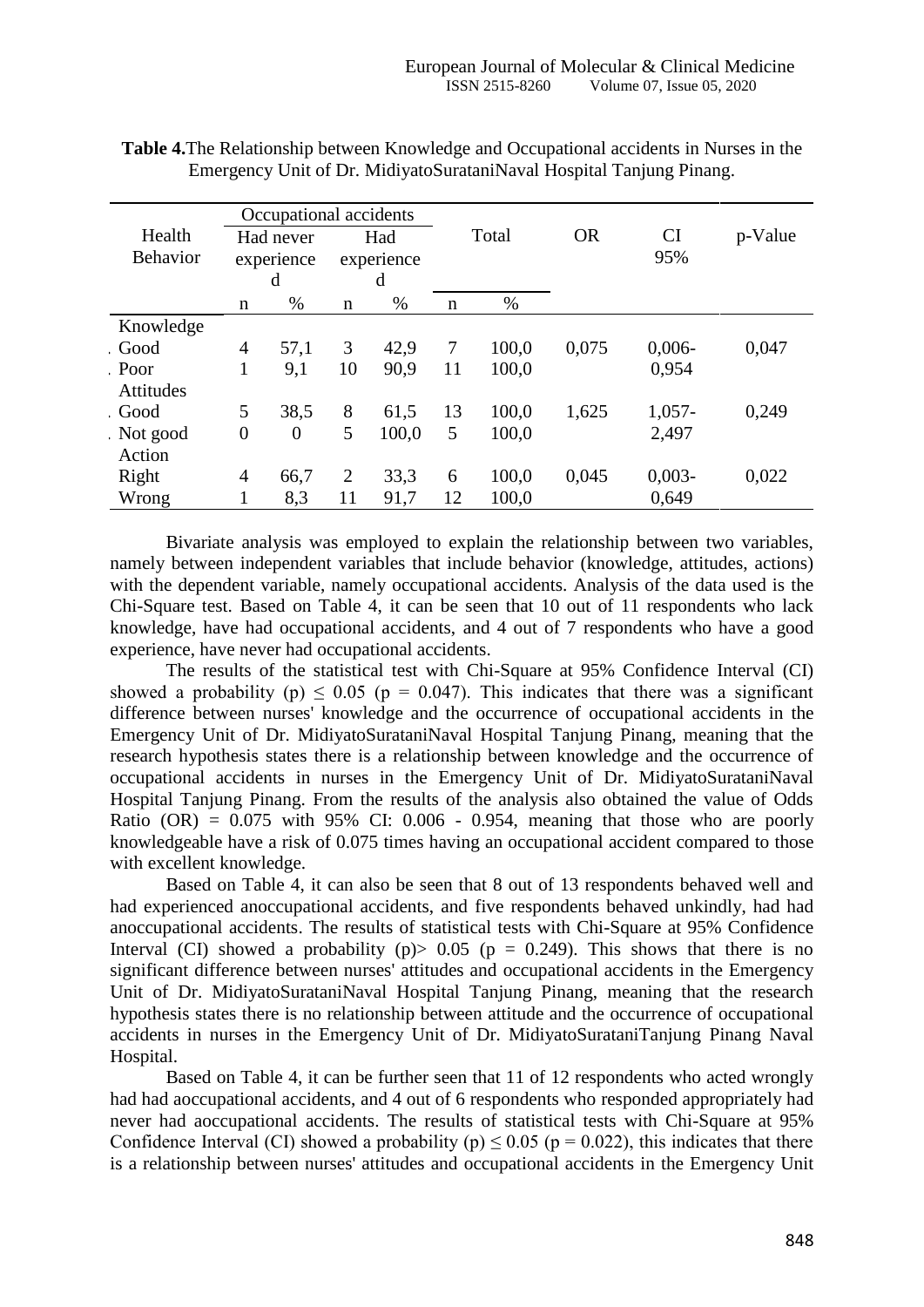**Table 4.**The Relationship between Knowledge and Occupational accidents in Nurses in the Emergency Unit of Dr. MidiyatoSurataniNaval Hospital Tanjung Pinang.

| Health Behavior | Occupational accidents | | | | Total | | OR | CI 95% | p-Value |
|---|---|---|---|---|---|---|---|---|---|
| | Had never experienced | | Had experienced | | | | | | |
| | n | % | n | % | n | % | | | |
| Knowledge | | | | | | | | | |
| Good | 4 | 57,1 | 3 | 42,9 | 7 | 100,0 | 0,075 | 0,006-0,954 | 0,047 |
| Poor | 1 | 9,1 | 10 | 90,9 | 11 | 100,0 | | | |
| Attitudes | | | | | | | | | |
| Good | 5 | 38,5 | 8 | 61,5 | 13 | 100,0 | 1,625 | 1,057-2,497 | 0,249 |
| Not good | 0 | 0 | 5 | 100,0 | 5 | 100,0 | | | |
| Action | | | | | | | | | |
| Right | 4 | 66,7 | 2 | 33,3 | 6 | 100,0 | 0,045 | 0,003-0,649 | 0,022 |
| Wrong | 1 | 8,3 | 11 | 91,7 | 12 | 100,0 | | | |

Bivariate analysis was employed to explain the relationship between two variables, namely between independent variables that include behavior (knowledge, attitudes, actions) with the dependent variable, namely occupational accidents. Analysis of the data used is the Chi-Square test. Based on Table 4, it can be seen that 10 out of 11 respondents who lack knowledge, have had occupational accidents, and 4 out of 7 respondents who have a good experience, have never had occupational accidents.

The results of the statistical test with Chi-Square at 95% Confidence Interval (CI) showed a probability (p) $\leq$ 0.05 (p = 0.047). This indicates that there was a significant difference between nurses' knowledge and the occurrence of occupational accidents in the Emergency Unit of Dr. MidiyatoSurataniNaval Hospital Tanjung Pinang, meaning that the research hypothesis states there is a relationship between knowledge and the occurrence of occupational accidents in nurses in the Emergency Unit of Dr. MidiyatoSurataniNaval Hospital Tanjung Pinang. From the results of the analysis also obtained the value of Odds Ratio (OR) = 0.075 with 95% CI: 0.006 - 0.954, meaning that those who are poorly knowledgeable have a risk of 0.075 times having an occupational accident compared to those with excellent knowledge.

Based on Table 4, it can also be seen that 8 out of 13 respondents behaved well and had experienced anoccupational accidents, and five respondents behaved unkindly, had had anoccupational accidents. The results of statistical tests with Chi-Square at 95% Confidence Interval (CI) showed a probability (p)> 0.05 (p = 0.249). This shows that there is no significant difference between nurses' attitudes and occupational accidents in the Emergency Unit of Dr. MidiyatoSurataniNaval Hospital Tanjung Pinang, meaning that the research hypothesis states there is no relationship between attitude and the occurrence of occupational accidents in nurses in the Emergency Unit of Dr. MidiyatoSurataniTanjung Pinang Naval Hospital.

Based on Table 4, it can be further seen that 11 of 12 respondents who acted wrongly had had aoccupational accidents, and 4 out of 6 respondents who responded appropriately had never had aoccupational accidents. The results of statistical tests with Chi-Square at 95% Confidence Interval (CI) showed a probability (p) $\leq$ 0.05 (p = 0.022), this indicates that there is a relationship between nurses' attitudes and occupational accidents in the Emergency Unit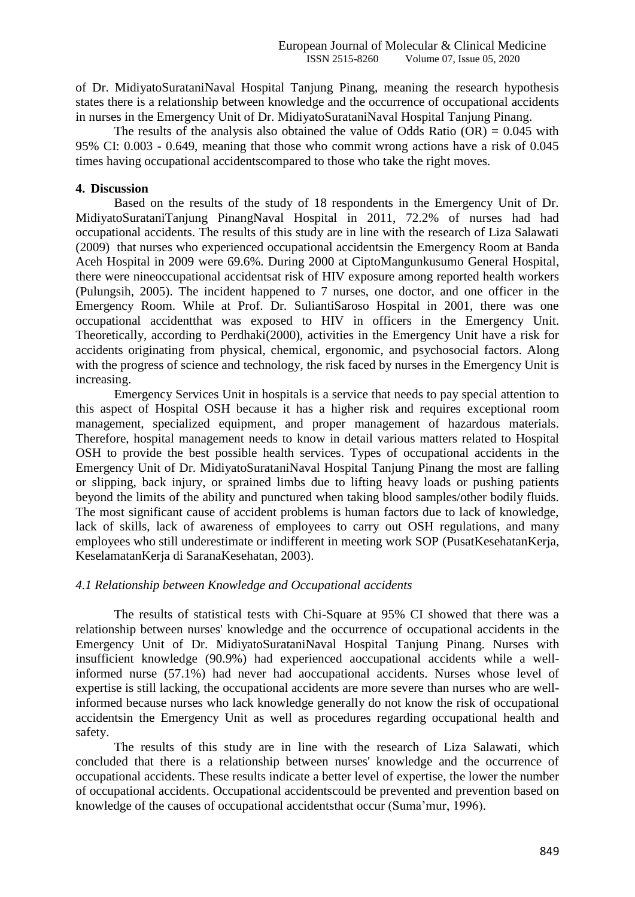of Dr. MidiyatoSurataniNaval Hospital Tanjung Pinang, meaning the research hypothesis states there is a relationship between knowledge and the occurrence of occupational accidents in nurses in the Emergency Unit of Dr. MidiyatoSurataniNaval Hospital Tanjung Pinang.

The results of the analysis also obtained the value of Odds Ratio (OR) = 0.045 with 95% CI: 0.003 - 0.649, meaning that those who commit wrong actions have a risk of 0.045 times having occupational accidentscompared to those who take the right moves.

## 4. Discussion

Based on the results of the study of 18 respondents in the Emergency Unit of Dr. MidiyatoSurataniTanjung PinangNaval Hospital in 2011, 72.2% of nurses had had occupational accidents. The results of this study are in line with the research of Liza Salawati (2009) that nurses who experienced occupational accidentsin the Emergency Room at Banda Aceh Hospital in 2009 were 69.6%. During 2000 at CiptoMangunkusumo General Hospital, there were nineoccupational accidentsat risk of HIV exposure among reported health workers (Pulungsih, 2005). The incident happened to 7 nurses, one doctor, and one officer in the Emergency Room. While at Prof. Dr. SuliantiSaroso Hospital in 2001, there was one occupational accidentthat was exposed to HIV in officers in the Emergency Unit. Theoretically, according to Perdhaki(2000), activities in the Emergency Unit have a risk for accidents originating from physical, chemical, ergonomic, and psychosocial factors. Along with the progress of science and technology, the risk faced by nurses in the Emergency Unit is increasing.

Emergency Services Unit in hospitals is a service that needs to pay special attention to this aspect of Hospital OSH because it has a higher risk and requires exceptional room management, specialized equipment, and proper management of hazardous materials. Therefore, hospital management needs to know in detail various matters related to Hospital OSH to provide the best possible health services. Types of occupational accidents in the Emergency Unit of Dr. MidiyatoSurataniNaval Hospital Tanjung Pinang the most are falling or slipping, back injury, or sprained limbs due to lifting heavy loads or pushing patients beyond the limits of the ability and punctured when taking blood samples/other bodily fluids. The most significant cause of accident problems is human factors due to lack of knowledge, lack of skills, lack of awareness of employees to carry out OSH regulations, and many employees who still underestimate or indifferent in meeting work SOP (PusatKesehatanKerja, KeselamatanKerja di SaranaKesehatan, 2003).

### *4.1 Relationship between Knowledge and Occupational accidents*

The results of statistical tests with Chi-Square at 95% CI showed that there was a relationship between nurses' knowledge and the occurrence of occupational accidents in the Emergency Unit of Dr. MidiyatoSurataniNaval Hospital Tanjung Pinang. Nurses with insufficient knowledge (90.9%) had experienced aoccupational accidents while a well-informed nurse (57.1%) had never had aoccupational accidents. Nurses whose level of expertise is still lacking, the occupational accidents are more severe than nurses who are well-informed because nurses who lack knowledge generally do not know the risk of occupational accidentsin the Emergency Unit as well as procedures regarding occupational health and safety.

The results of this study are in line with the research of Liza Salawati, which concluded that there is a relationship between nurses' knowledge and the occurrence of occupational accidents. These results indicate a better level of expertise, the lower the number of occupational accidents. Occupational accidentscould be prevented and prevention based on knowledge of the causes of occupational accidentsthat occur (Suma'mur, 1996).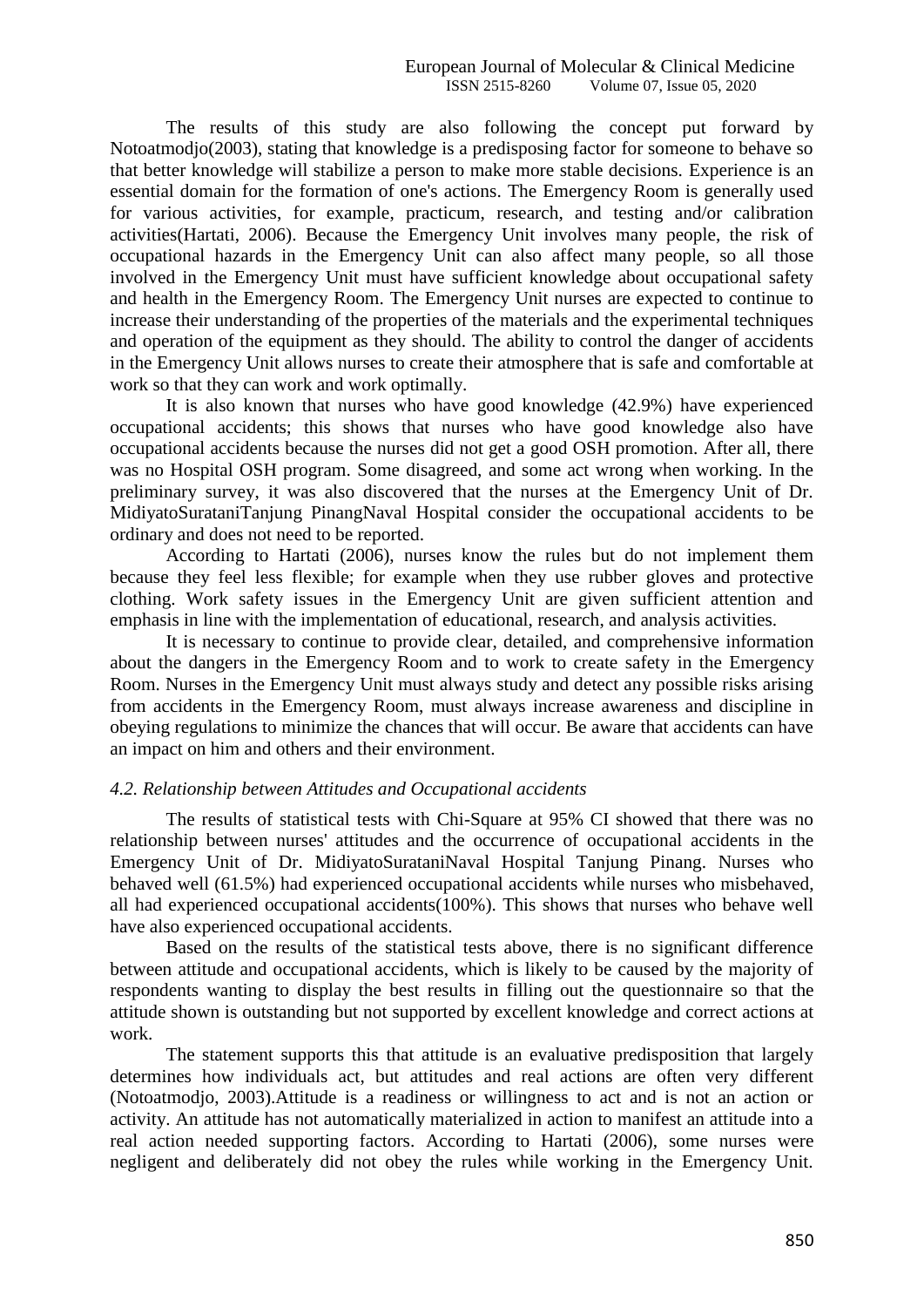The results of this study are also following the concept put forward by Notoatmodjo(2003), stating that knowledge is a predisposing factor for someone to behave so that better knowledge will stabilize a person to make more stable decisions. Experience is an essential domain for the formation of one's actions. The Emergency Room is generally used for various activities, for example, practicum, research, and testing and/or calibration activities(Hartati, 2006). Because the Emergency Unit involves many people, the risk of occupational hazards in the Emergency Unit can also affect many people, so all those involved in the Emergency Unit must have sufficient knowledge about occupational safety and health in the Emergency Room. The Emergency Unit nurses are expected to continue to increase their understanding of the properties of the materials and the experimental techniques and operation of the equipment as they should. The ability to control the danger of accidents in the Emergency Unit allows nurses to create their atmosphere that is safe and comfortable at work so that they can work and work optimally.

It is also known that nurses who have good knowledge (42.9%) have experienced occupational accidents; this shows that nurses who have good knowledge also have occupational accidents because the nurses did not get a good OSH promotion. After all, there was no Hospital OSH program. Some disagreed, and some act wrong when working. In the preliminary survey, it was also discovered that the nurses at the Emergency Unit of Dr. MidiyatoSurataniTanjung PinangNaval Hospital consider the occupational accidents to be ordinary and does not need to be reported.

According to Hartati (2006), nurses know the rules but do not implement them because they feel less flexible; for example when they use rubber gloves and protective clothing. Work safety issues in the Emergency Unit are given sufficient attention and emphasis in line with the implementation of educational, research, and analysis activities.

It is necessary to continue to provide clear, detailed, and comprehensive information about the dangers in the Emergency Room and to work to create safety in the Emergency Room. Nurses in the Emergency Unit must always study and detect any possible risks arising from accidents in the Emergency Room, must always increase awareness and discipline in obeying regulations to minimize the chances that will occur. Be aware that accidents can have an impact on him and others and their environment.

### *4.2. Relationship between Attitudes and Occupational accidents*

The results of statistical tests with Chi-Square at 95% CI showed that there was no relationship between nurses' attitudes and the occurrence of occupational accidents in the Emergency Unit of Dr. MidiyatoSurataniNaval Hospital Tanjung Pinang. Nurses who behaved well (61.5%) had experienced occupational accidents while nurses who misbehaved, all had experienced occupational accidents(100%). This shows that nurses who behave well have also experienced occupational accidents.

Based on the results of the statistical tests above, there is no significant difference between attitude and occupational accidents, which is likely to be caused by the majority of respondents wanting to display the best results in filling out the questionnaire so that the attitude shown is outstanding but not supported by excellent knowledge and correct actions at work.

The statement supports this that attitude is an evaluative predisposition that largely determines how individuals act, but attitudes and real actions are often very different (Notoatmodjo, 2003).Attitude is a readiness or willingness to act and is not an action or activity. An attitude has not automatically materialized in action to manifest an attitude into a real action needed supporting factors. According to Hartati (2006), some nurses were negligent and deliberately did not obey the rules while working in the Emergency Unit.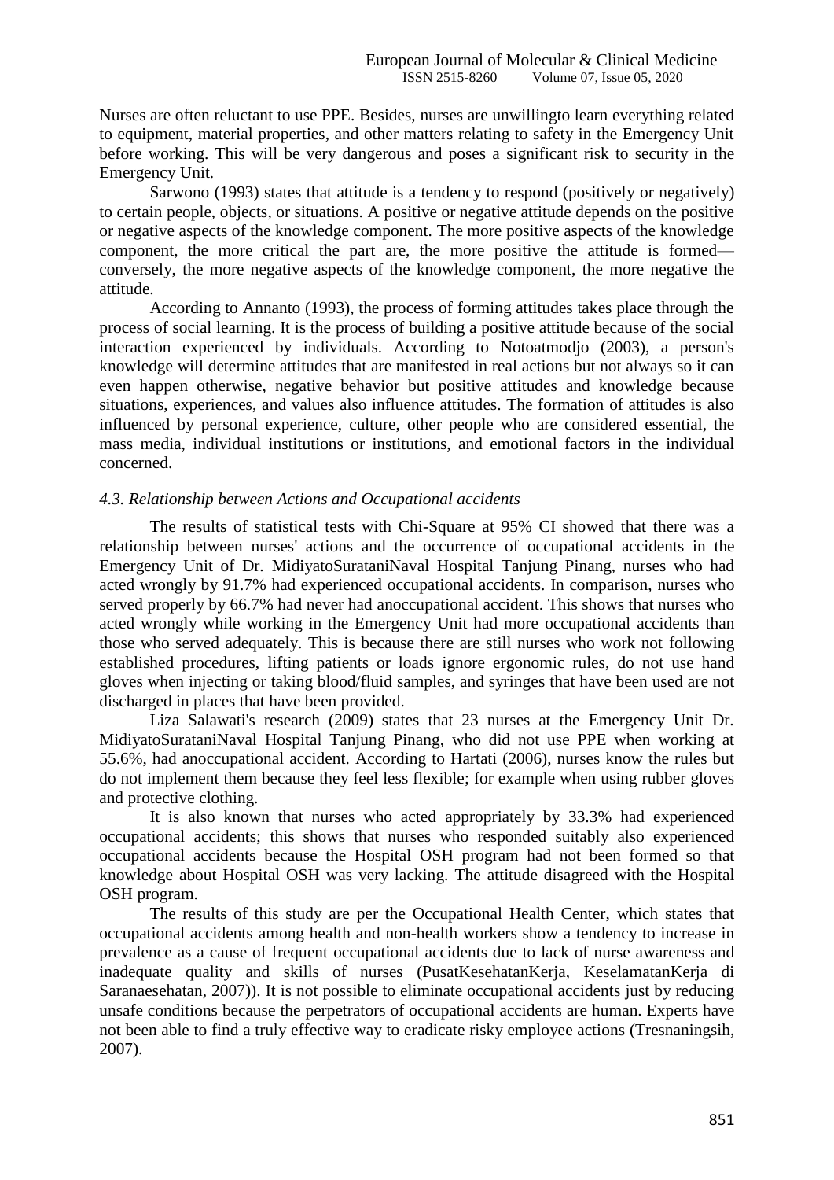Nurses are often reluctant to use PPE. Besides, nurses are unwillingto learn everything related to equipment, material properties, and other matters relating to safety in the Emergency Unit before working. This will be very dangerous and poses a significant risk to security in the Emergency Unit.

Sarwono (1993) states that attitude is a tendency to respond (positively or negatively) to certain people, objects, or situations. A positive or negative attitude depends on the positive or negative aspects of the knowledge component. The more positive aspects of the knowledge component, the more critical the part are, the more positive the attitude is formed—conversely, the more negative aspects of the knowledge component, the more negative the attitude.

According to Annanto (1993), the process of forming attitudes takes place through the process of social learning. It is the process of building a positive attitude because of the social interaction experienced by individuals. According to Notoatmodjo (2003), a person's knowledge will determine attitudes that are manifested in real actions but not always so it can even happen otherwise, negative behavior but positive attitudes and knowledge because situations, experiences, and values also influence attitudes. The formation of attitudes is also influenced by personal experience, culture, other people who are considered essential, the mass media, individual institutions or institutions, and emotional factors in the individual concerned.

### *4.3. Relationship between Actions and Occupational accidents*

The results of statistical tests with Chi-Square at 95% CI showed that there was a relationship between nurses' actions and the occurrence of occupational accidents in the Emergency Unit of Dr. MidiyatoSurataniNaval Hospital Tanjung Pinang, nurses who had acted wrongly by 91.7% had experienced occupational accidents. In comparison, nurses who served properly by 66.7% had never had anoccupational accident. This shows that nurses who acted wrongly while working in the Emergency Unit had more occupational accidents than those who served adequately. This is because there are still nurses who work not following established procedures, lifting patients or loads ignore ergonomic rules, do not use hand gloves when injecting or taking blood/fluid samples, and syringes that have been used are not discharged in places that have been provided.

Liza Salawati's research (2009) states that 23 nurses at the Emergency Unit Dr. MidiyatoSurataniNaval Hospital Tanjung Pinang, who did not use PPE when working at 55.6%, had anoccupational accident. According to Hartati (2006), nurses know the rules but do not implement them because they feel less flexible; for example when using rubber gloves and protective clothing.

It is also known that nurses who acted appropriately by 33.3% had experienced occupational accidents; this shows that nurses who responded suitably also experienced occupational accidents because the Hospital OSH program had not been formed so that knowledge about Hospital OSH was very lacking. The attitude disagreed with the Hospital OSH program.

The results of this study are per the Occupational Health Center, which states that occupational accidents among health and non-health workers show a tendency to increase in prevalence as a cause of frequent occupational accidents due to lack of nurse awareness and inadequate quality and skills of nurses (PusatKesehatanKerja, KeselamatanKerja di Saranaesehatan, 2007)). It is not possible to eliminate occupational accidents just by reducing unsafe conditions because the perpetrators of occupational accidents are human. Experts have not been able to find a truly effective way to eradicate risky employee actions (Tresnaningsih, 2007).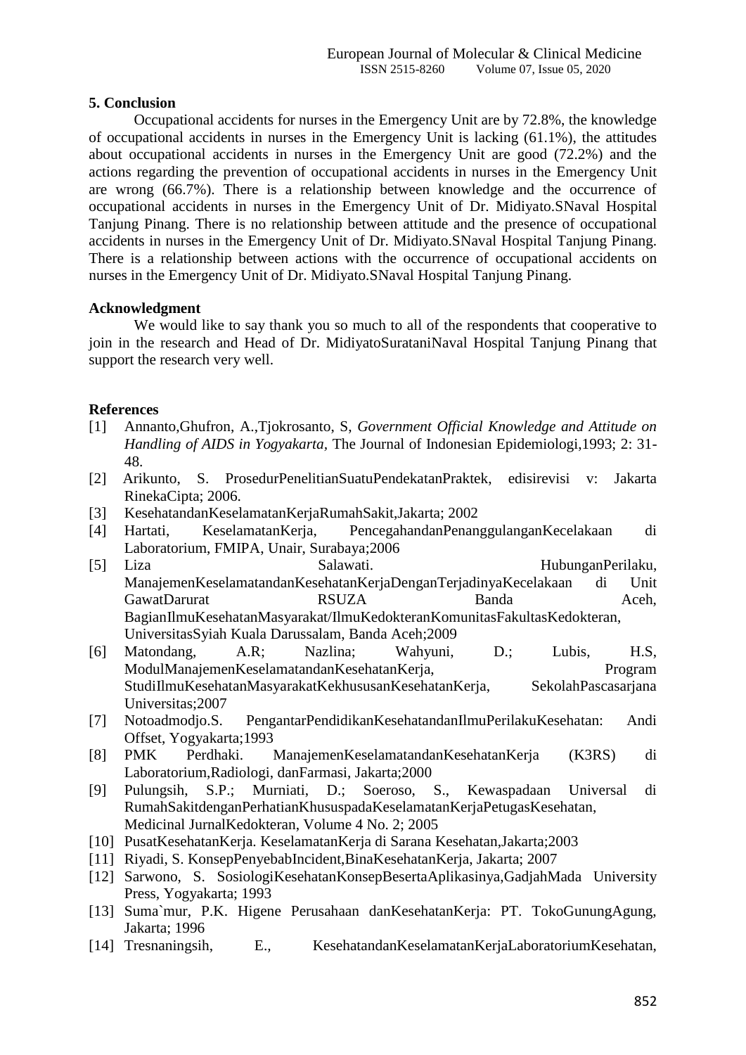## 5. Conclusion

Occupational accidents for nurses in the Emergency Unit are by 72.8%, the knowledge of occupational accidents in nurses in the Emergency Unit is lacking (61.1%), the attitudes about occupational accidents in nurses in the Emergency Unit are good (72.2%) and the actions regarding the prevention of occupational accidents in nurses in the Emergency Unit are wrong (66.7%). There is a relationship between knowledge and the occurrence of occupational accidents in nurses in the Emergency Unit of Dr. Midiyato.SNaval Hospital Tanjung Pinang. There is no relationship between attitude and the presence of occupational accidents in nurses in the Emergency Unit of Dr. Midiyato.SNaval Hospital Tanjung Pinang. There is a relationship between actions with the occurrence of occupational accidents on nurses in the Emergency Unit of Dr. Midiyato.SNaval Hospital Tanjung Pinang.

## Acknowledgment

We would like to say thank you so much to all of the respondents that cooperative to join in the research and Head of Dr. MidiyatoSurataniNaval Hospital Tanjung Pinang that support the research very well.

## References

[1] Annanto,Ghufron, A.,Tjokrosanto, S, *Government Official Knowledge and Attitude on Handling of AIDS in Yogyakarta*, The Journal of Indonesian Epidemiologi,1993; 2: 31-48.

[2] Arikunto, S. ProsedurPenelitianSuatuPendekatanPraktek, edisirevisi v: Jakarta RinekaCipta; 2006.

[3] KesehatandanKeselamatanKerjaRumahSakit,Jakarta; 2002

[4] Hartati, KeselamatanKerja, PencegahandanPenanggulanganKecelakaan di Laboratorium, FMIPA, Unair, Surabaya;2006

[5] Liza Salawati. HubunganPerilaku, ManajemenKeselamatandanKesehatanKerjaDenganTerjadinyaKecelakaan di Unit GawatDarurat RSUZA Banda Aceh, BagianIlmuKesehatanMasyarakat/IlmuKedokteranKomunitasFakultasKedokteran, UniversitasSyiah Kuala Darussalam, Banda Aceh;2009

[6] Matondang, A.R; Nazlina; Wahyuni, D.; Lubis, H.S, ModulManajemenKeselamatandanKesehatanKerja, Program StudiIlmuKesehatanMasyarakatKekhususanKesehatanKerja, SekolahPascasarjana Universitas;2007

[7] Notoadmodjo.S. PengantarPendidikanKesehatandanIlmuPerilakuKesehatan: Andi Offset, Yogyakarta;1993

[8] PMK Perdhaki. ManajemenKeselamatandanKesehatanKerja (K3RS) di Laboratorium,Radiologi, danFarmasi, Jakarta;2000

[9] Pulungsih, S.P.; Murniati, D.; Soeroso, S., Kewaspadaan Universal di RumahSakitdenganPerhatianKhususpadaKeselamatanKerjaPetugasKesehatan, Medicinal JurnalKedokteran, Volume 4 No. 2; 2005

[10] PusatKesehatanKerja. KeselamatanKerja di Sarana Kesehatan,Jakarta;2003

[11] Riyadi, S. KonsepPenyebabIncident,BinaKesehatanKerja, Jakarta; 2007

[12] Sarwono, S. SosiologiKesehatanKonsepBesertaAplikasinya,GadjahMada University Press, Yogyakarta; 1993

[13] Suma`mur, P.K. Higene Perusahaan danKesehatanKerja: PT. TokoGunungAgung, Jakarta; 1996

[14] Tresnaningsih, E., KesehatandanKeselamatanKerjaLaboratoriumKesehatan,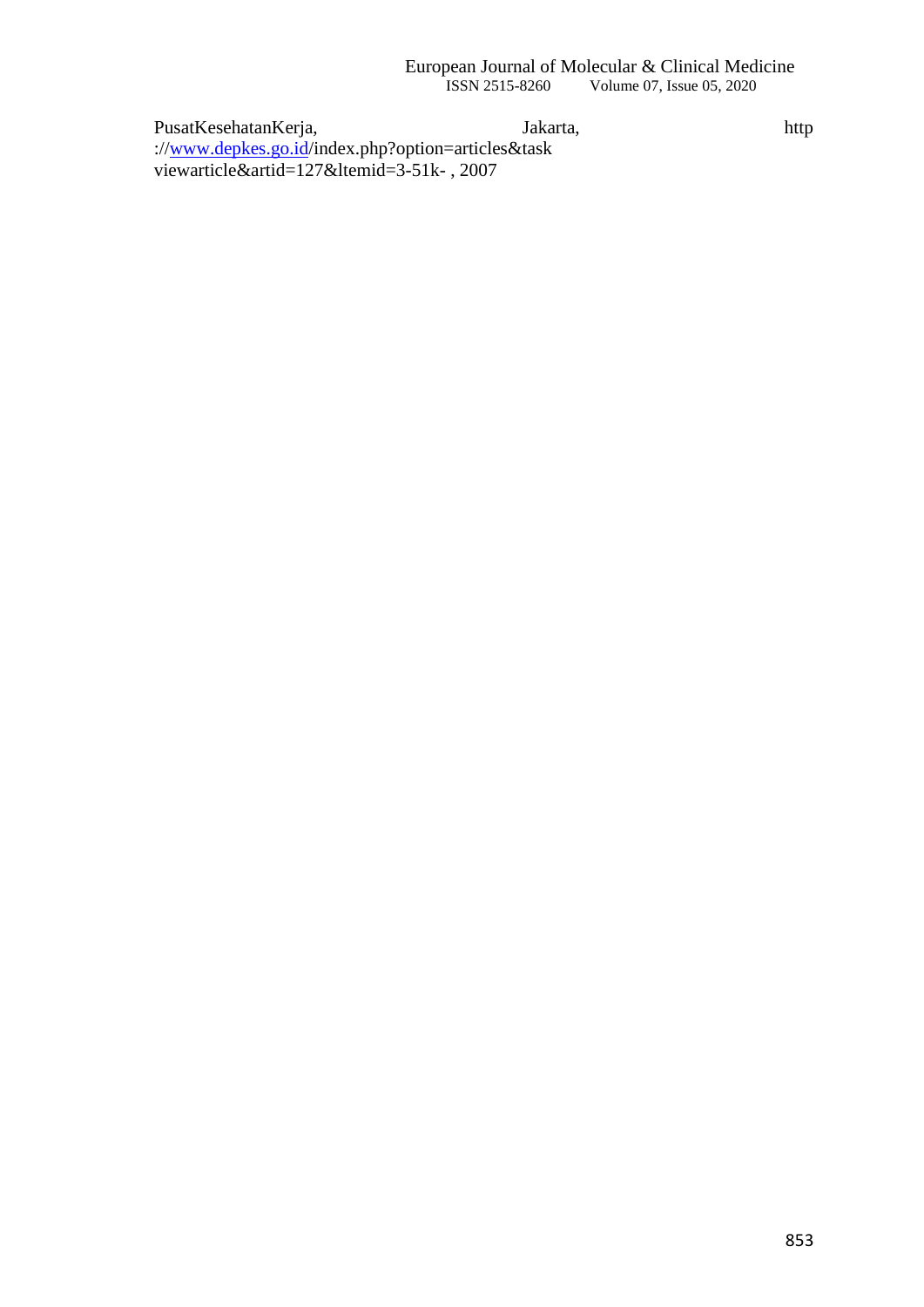PusatKesehatanKerja, Jakarta, http ://www.depkes.go.id/index.php?option=articles&task viewarticle&artid=127&ltemid=3-51k- , 2007